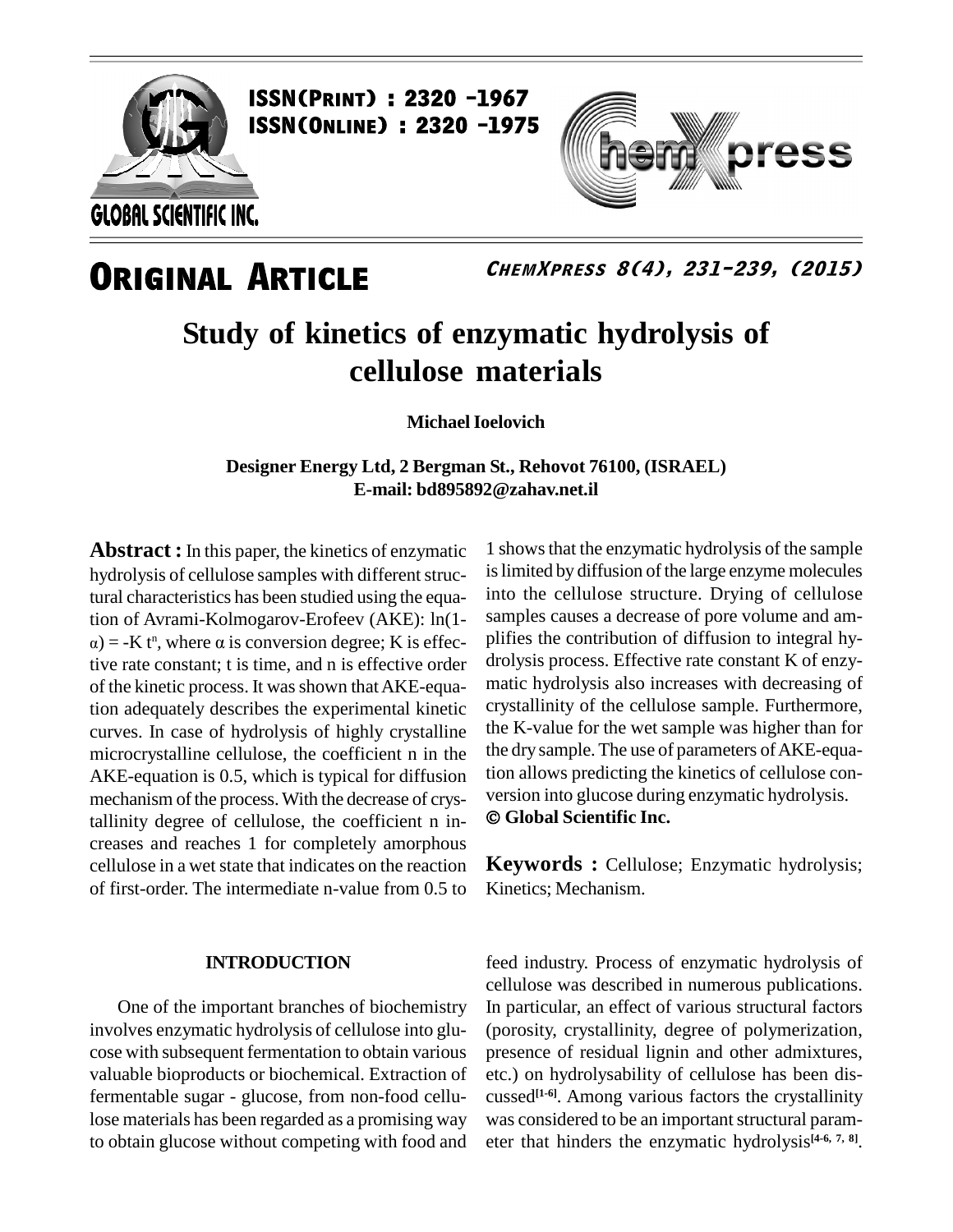ISSN(Print) : 2320 -1967
ISSN(Online) : 2320 -1975

GLOBAL SCIENTIFIC INC.

**ORIGINAL ARTICLE**

# Study of kinetics of enzymatic hydrolysis of cellulose materials

**Michael Ioelovich**

**Designer Energy Ltd, 2 Bergman St., Rehovot 76100, (ISRAEL)**
**E-mail: bd895892@zahav.net.il**

**Abstract :** In this paper, the kinetics of enzymatic hydrolysis of cellulose samples with different structural characteristics has been studied using the equation of Avrami-Kolmogarov-Erofeev (AKE): $\ln(1-\alpha) = -K t^n$, where $\alpha$ is conversion degree; K is effective rate constant; t is time, and n is effective order of the kinetic process. It was shown that AKE-equation adequately describes the experimental kinetic curves. In case of hydrolysis of highly crystalline microcrystalline cellulose, the coefficient n in the AKE-equation is 0.5, which is typical for diffusion mechanism of the process. With the decrease of crystallinity degree of cellulose, the coefficient n increases and reaches 1 for completely amorphous cellulose in a wet state that indicates on the reaction of first-order. The intermediate n-value from 0.5 to 1 shows that the enzymatic hydrolysis of the sample is limited by diffusion of the large enzyme molecules into the cellulose structure. Drying of cellulose samples causes a decrease of pore volume and amplifies the contribution of diffusion to integral hydrolysis process. Effective rate constant K of enzymatic hydrolysis also increases with decreasing of crystallinity of the cellulose sample. Furthermore, the K-value for the wet sample was higher than for the dry sample. The use of parameters of AKE-equation allows predicting the kinetics of cellulose conversion into glucose during enzymatic hydrolysis.
**© Global Scientific Inc.**

**Keywords :** Cellulose; Enzymatic hydrolysis; Kinetics; Mechanism.

## INTRODUCTION

One of the important branches of biochemistry involves enzymatic hydrolysis of cellulose into glucose with subsequent fermentation to obtain various valuable bioproducts or biochemical. Extraction of fermentable sugar - glucose, from non-food cellulose materials has been regarded as a promising way to obtain glucose without competing with food and feed industry. Process of enzymatic hydrolysis of cellulose was described in numerous publications. In particular, an effect of various structural factors (porosity, crystallinity, degree of polymerization, presence of residual lignin and other admixtures, etc.) on hydrolysability of cellulose has been discussed[1-6]. Among various factors the crystallinity was considered to be an important structural parameter that hinders the enzymatic hydrolysis[4-6, 7, 8].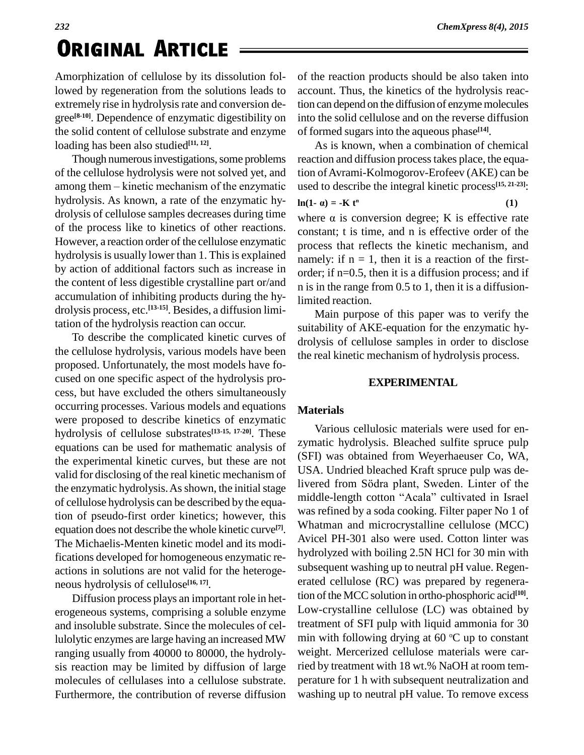Amorphization of cellulose by its dissolution followed by regeneration from the solutions leads to extremely rise in hydrolysis rate and conversion degree[8-10]. Dependence of enzymatic digestibility on the solid content of cellulose substrate and enzyme loading has been also studied[11, 12].

Though numerous investigations, some problems of the cellulose hydrolysis were not solved yet, and among them – kinetic mechanism of the enzymatic hydrolysis. As known, a rate of the enzymatic hydrolysis of cellulose samples decreases during time of the process like to kinetics of other reactions. However, a reaction order of the cellulose enzymatic hydrolysis is usually lower than 1. This is explained by action of additional factors such as increase in the content of less digestible crystalline part or/and accumulation of inhibiting products during the hydrolysis process, etc.[13-15]. Besides, a diffusion limitation of the hydrolysis reaction can occur.

To describe the complicated kinetic curves of the cellulose hydrolysis, various models have been proposed. Unfortunately, the most models have focused on one specific aspect of the hydrolysis process, but have excluded the others simultaneously occurring processes. Various models and equations were proposed to describe kinetics of enzymatic hydrolysis of cellulose substrates[13-15, 17-20]. These equations can be used for mathematic analysis of the experimental kinetic curves, but these are not valid for disclosing of the real kinetic mechanism of the enzymatic hydrolysis. As shown, the initial stage of cellulose hydrolysis can be described by the equation of pseudo-first order kinetics; however, this equation does not describe the whole kinetic curve[7]. The Michaelis-Menten kinetic model and its modifications developed for homogeneous enzymatic reactions in solutions are not valid for the heterogeneous hydrolysis of cellulose[16, 17].

Diffusion process plays an important role in heterogeneous systems, comprising a soluble enzyme and insoluble substrate. Since the molecules of cellulolytic enzymes are large having an increased MW ranging usually from 40000 to 80000, the hydrolysis reaction may be limited by diffusion of large molecules of cellulases into a cellulose substrate. Furthermore, the contribution of reverse diffusion of the reaction products should be also taken into account. Thus, the kinetics of the hydrolysis reaction can depend on the diffusion of enzyme molecules into the solid cellulose and on the reverse diffusion of formed sugars into the aqueous phase[14].

As is known, when a combination of chemical reaction and diffusion process takes place, the equation of Avrami-Kolmogorov-Erofeev (AKE) can be used to describe the integral kinetic process[15, 21-23]:

$$\ln(1-\alpha) = -K\,t^n \qquad (1)$$

where $\alpha$ is conversion degree; K is effective rate constant; t is time, and n is effective order of the process that reflects the kinetic mechanism, and namely: if $n = 1$, then it is a reaction of the first-order; if $n=0.5$, then it is a diffusion process; and if n is in the range from 0.5 to 1, then it is a diffusion-limited reaction.

Main purpose of this paper was to verify the suitability of AKE-equation for the enzymatic hydrolysis of cellulose samples in order to disclose the real kinetic mechanism of hydrolysis process.

## EXPERIMENTAL

### Materials

Various cellulosic materials were used for enzymatic hydrolysis. Bleached sulfite spruce pulp (SFI) was obtained from Weyerhaeuser Co, WA, USA. Undried bleached Kraft spruce pulp was delivered from Södra plant, Sweden. Linter of the middle-length cotton "Acala" cultivated in Israel was refined by a soda cooking. Filter paper No 1 of Whatman and microcrystalline cellulose (MCC) Avicel PH-301 also were used. Cotton linter was hydrolyzed with boiling 2.5N HCl for 30 min with subsequent washing up to neutral pH value. Regenerated cellulose (RC) was prepared by regeneration of the MCC solution in ortho-phosphoric acid[10]. Low-crystalline cellulose (LC) was obtained by treatment of SFI pulp with liquid ammonia for 30 min with following drying at 60 °C up to constant weight. Mercerized cellulose materials were carried by treatment with 18 wt.% NaOH at room temperature for 1 h with subsequent neutralization and washing up to neutral pH value. To remove excess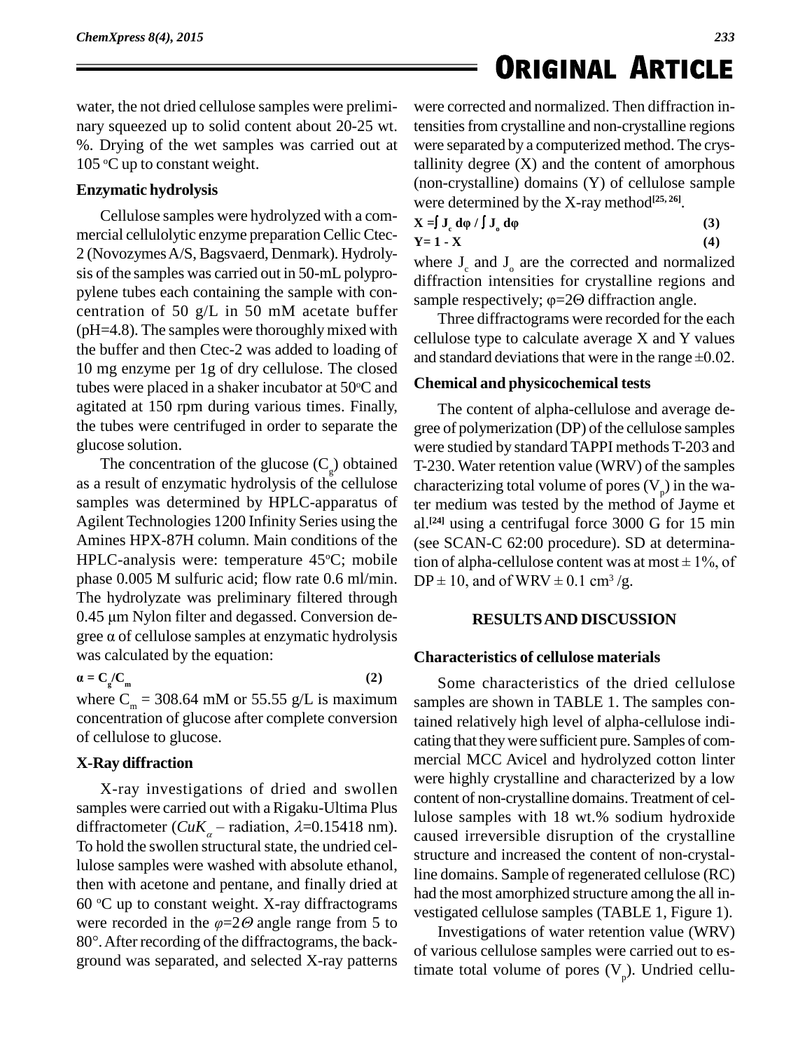water, the not dried cellulose samples were preliminary squeezed up to solid content about 20-25 wt. %. Drying of the wet samples was carried out at 105 °C up to constant weight.

### Enzymatic hydrolysis

Cellulose samples were hydrolyzed with a commercial cellulolytic enzyme preparation Cellic Ctec-2 (Novozymes A/S, Bagsvaerd, Denmark). Hydrolysis of the samples was carried out in 50-mL polypropylene tubes each containing the sample with concentration of 50 g/L in 50 mM acetate buffer (pH=4.8). The samples were thoroughly mixed with the buffer and then Ctec-2 was added to loading of 10 mg enzyme per 1g of dry cellulose. The closed tubes were placed in a shaker incubator at 50°C and agitated at 150 rpm during various times. Finally, the tubes were centrifuged in order to separate the glucose solution.

The concentration of the glucose ($C_g$) obtained as a result of enzymatic hydrolysis of the cellulose samples was determined by HPLC-apparatus of Agilent Technologies 1200 Infinity Series using the Amines HPX-87H column. Main conditions of the HPLC-analysis were: temperature 45°C; mobile phase 0.005 M sulfuric acid; flow rate 0.6 ml/min. The hydrolyzate was preliminary filtered through 0.45 μm Nylon filter and degassed. Conversion degree α of cellulose samples at enzymatic hydrolysis was calculated by the equation:

$$\alpha = C_g/C_m \quad (2)$$

where $C_m$ = 308.64 mM or 55.55 g/L is maximum concentration of glucose after complete conversion of cellulose to glucose.

### X-Ray diffraction

X-ray investigations of dried and swollen samples were carried out with a Rigaku-Ultima Plus diffractometer ($CuK_\alpha$ – radiation, $\lambda$=0.15418 nm). To hold the swollen structural state, the undried cellulose samples were washed with absolute ethanol, then with acetone and pentane, and finally dried at 60 °C up to constant weight. X-ray diffractograms were recorded in the $\varphi=2\Theta$ angle range from 5 to 80°. After recording of the diffractograms, the background was separated, and selected X-ray patterns were corrected and normalized. Then diffraction intensities from crystalline and non-crystalline regions were separated by a computerized method. The crystallinity degree (X) and the content of amorphous (non-crystalline) domains (Y) of cellulose sample were determined by the X-ray method[25, 26].

$$X = \int J_c \, d\varphi \, / \int J_o \, d\varphi \quad (3)$$

$$Y = 1 - X \quad (4)$$

where $J_c$ and $J_o$ are the corrected and normalized diffraction intensities for crystalline regions and sample respectively; $\varphi=2\Theta$ diffraction angle.

Three diffractograms were recorded for the each cellulose type to calculate average X and Y values and standard deviations that were in the range ±0.02.

### Chemical and physicochemical tests

The content of alpha-cellulose and average degree of polymerization (DP) of the cellulose samples were studied by standard TAPPI methods T-203 and T-230. Water retention value (WRV) of the samples characterizing total volume of pores ($V_p$) in the water medium was tested by the method of Jayme et al.[24] using a centrifugal force 3000 G for 15 min (see SCAN-C 62:00 procedure). SD at determination of alpha-cellulose content was at most ± 1%, of DP ± 10, and of WRV ± 0.1 $cm^3$/g.

## RESULTS AND DISCUSSION

### Characteristics of cellulose materials

Some characteristics of the dried cellulose samples are shown in TABLE 1. The samples contained relatively high level of alpha-cellulose indicating that they were sufficient pure. Samples of commercial MCC Avicel and hydrolyzed cotton linter were highly crystalline and characterized by a low content of non-crystalline domains. Treatment of cellulose samples with 18 wt.% sodium hydroxide caused irreversible disruption of the crystalline structure and increased the content of non-crystalline domains. Sample of regenerated cellulose (RC) had the most amorphized structure among the all investigated cellulose samples (TABLE 1, Figure 1).

Investigations of water retention value (WRV) of various cellulose samples were carried out to estimate total volume of pores ($V_p$). Undried cellu-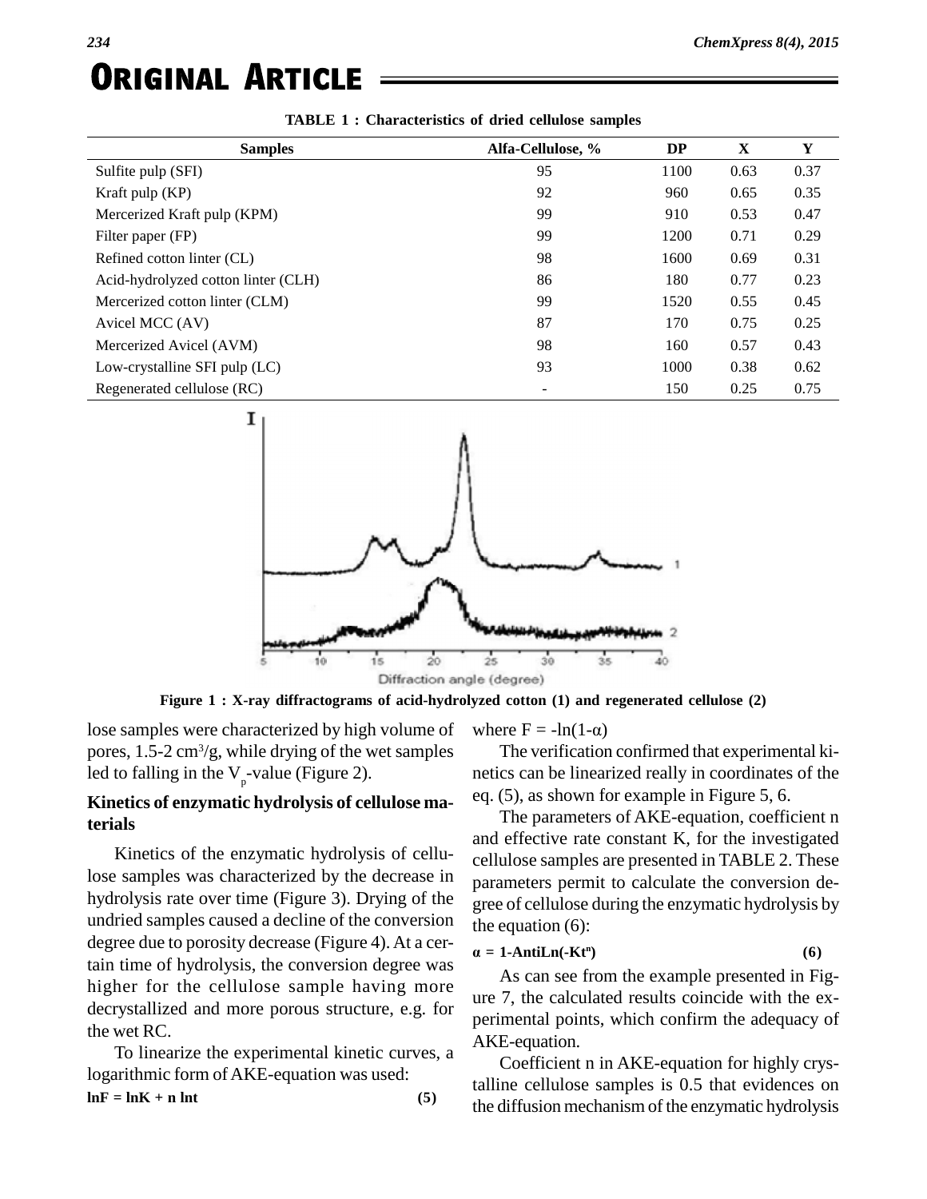**TABLE 1 : Characteristics of dried cellulose samples**

| Samples | Alfa-Cellulose, % | DP | X | Y |
|---|---|---|---|---|
| Sulfite pulp (SFI) | 95 | 1100 | 0.63 | 0.37 |
| Kraft pulp (KP) | 92 | 960 | 0.65 | 0.35 |
| Mercerized Kraft pulp (KPM) | 99 | 910 | 0.53 | 0.47 |
| Filter paper (FP) | 99 | 1200 | 0.71 | 0.29 |
| Refined cotton linter (CL) | 98 | 1600 | 0.69 | 0.31 |
| Acid-hydrolyzed cotton linter (CLH) | 86 | 180 | 0.77 | 0.23 |
| Mercerized cotton linter (CLM) | 99 | 1520 | 0.55 | 0.45 |
| Avicel MCC (AV) | 87 | 170 | 0.75 | 0.25 |
| Mercerized Avicel (AVM) | 98 | 160 | 0.57 | 0.43 |
| Low-crystalline SFI pulp (LC) | 93 | 1000 | 0.38 | 0.62 |
| Regenerated cellulose (RC) | - | 150 | 0.25 | 0.75 |

**Figure 1 : X-ray diffractograms of acid-hydrolyzed cotton (1) and regenerated cellulose (2)**

lose samples were characterized by high volume of pores, 1.5-2 $cm^3/g$, while drying of the wet samples led to falling in the $V_p$-value (Figure 2).

### Kinetics of enzymatic hydrolysis of cellulose materials

Kinetics of the enzymatic hydrolysis of cellulose samples was characterized by the decrease in hydrolysis rate over time (Figure 3). Drying of the undried samples caused a decline of the conversion degree due to porosity decrease (Figure 4). At a certain time of hydrolysis, the conversion degree was higher for the cellulose sample having more decrystallized and more porous structure, e.g. for the wet RC.

To linearize the experimental kinetic curves, a logarithmic form of AKE-equation was used:

$$\ln F = \ln K + n \ln t \qquad (5)$$

where $F = -\ln(1-\alpha)$

The verification confirmed that experimental kinetics can be linearized really in coordinates of the eq. (5), as shown for example in Figure 5, 6.

The parameters of AKE-equation, coefficient n and effective rate constant K, for the investigated cellulose samples are presented in TABLE 2. These parameters permit to calculate the conversion degree of cellulose during the enzymatic hydrolysis by the equation (6):

$$\alpha = 1\text{-AntiLn}(-Kt^n) \qquad (6)$$

As can see from the example presented in Figure 7, the calculated results coincide with the experimental points, which confirm the adequacy of AKE-equation.

Coefficient n in AKE-equation for highly crystalline cellulose samples is 0.5 that evidences on the diffusion mechanism of the enzymatic hydrolysis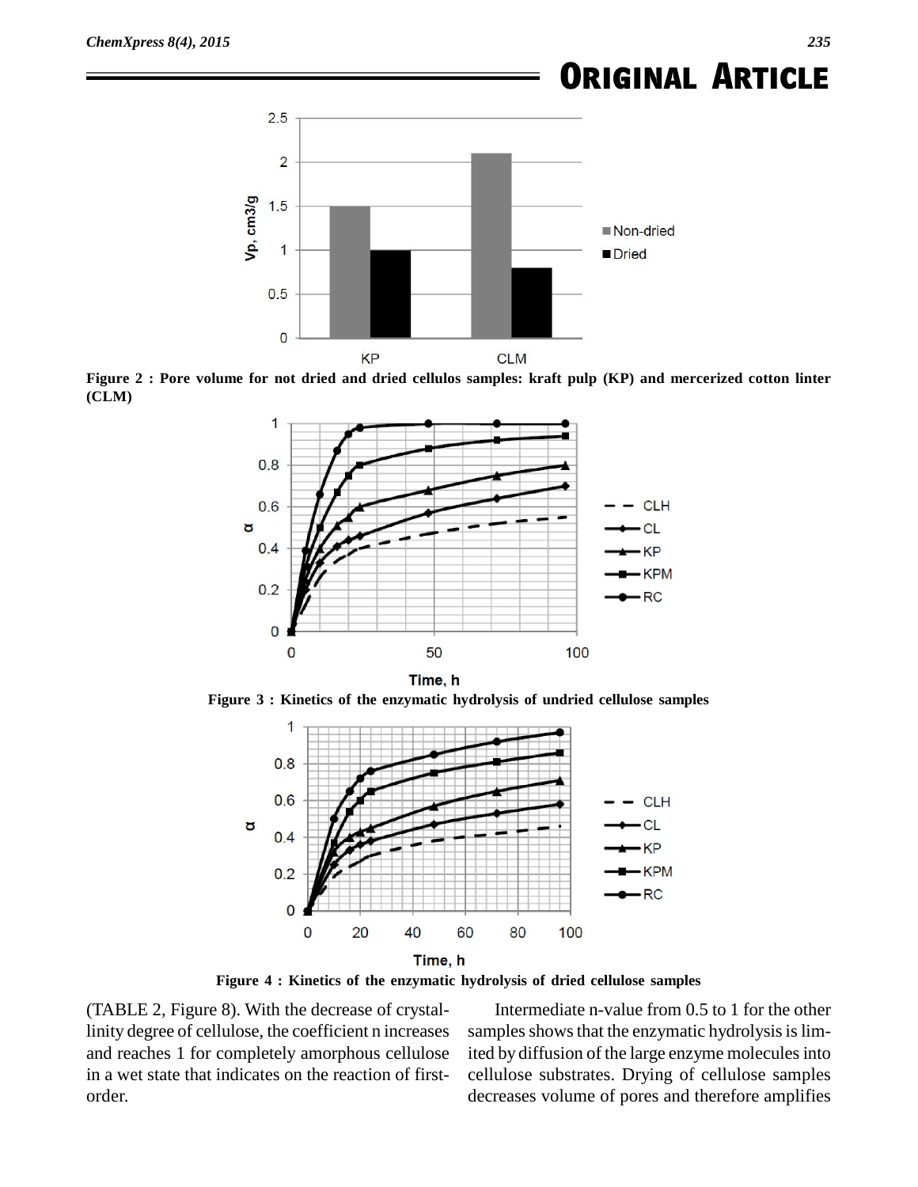Figure 2 : Pore volume for not dried and dried cellulos samples: kraft pulp (KP) and mercerized cotton linter (CLM)

Figure 3 : Kinetics of the enzymatic hydrolysis of undried cellulose samples

Figure 4 : Kinetics of the enzymatic hydrolysis of dried cellulose samples

(TABLE 2, Figure 8). With the decrease of crystallinity degree of cellulose, the coefficient n increases and reaches 1 for completely amorphous cellulose in a wet state that indicates on the reaction of first-order.

Intermediate n-value from 0.5 to 1 for the other samples shows that the enzymatic hydrolysis is limited by diffusion of the large enzyme molecules into cellulose substrates. Drying of cellulose samples decreases volume of pores and therefore amplifies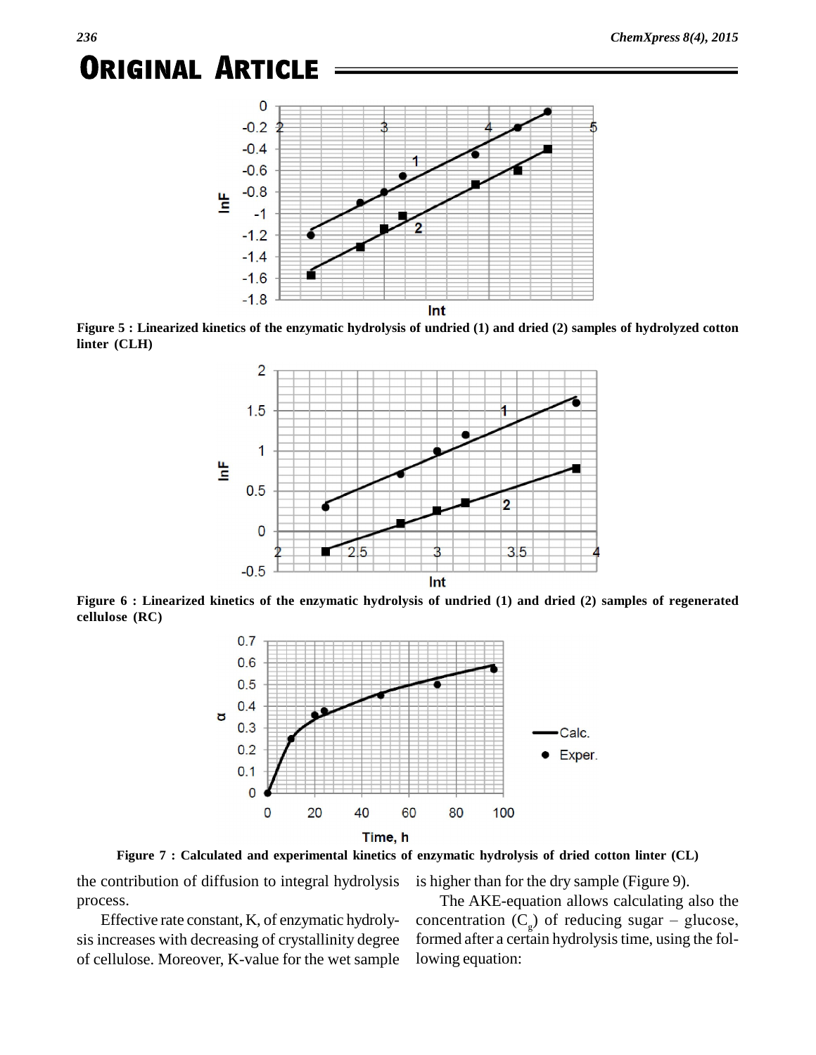Figure 5 : Linearized kinetics of the enzymatic hydrolysis of undried (1) and dried (2) samples of hydrolyzed cotton linter (CLH)

Figure 6 : Linearized kinetics of the enzymatic hydrolysis of undried (1) and dried (2) samples of regenerated cellulose (RC)

Figure 7 : Calculated and experimental kinetics of enzymatic hydrolysis of dried cotton linter (CL)

the contribution of diffusion to integral hydrolysis process.

Effective rate constant, K, of enzymatic hydrolysis increases with decreasing of crystallinity degree of cellulose. Moreover, K-value for the wet sample is higher than for the dry sample (Figure 9).

The AKE-equation allows calculating also the concentration ($C_g$) of reducing sugar – glucose, formed after a certain hydrolysis time, using the following equation: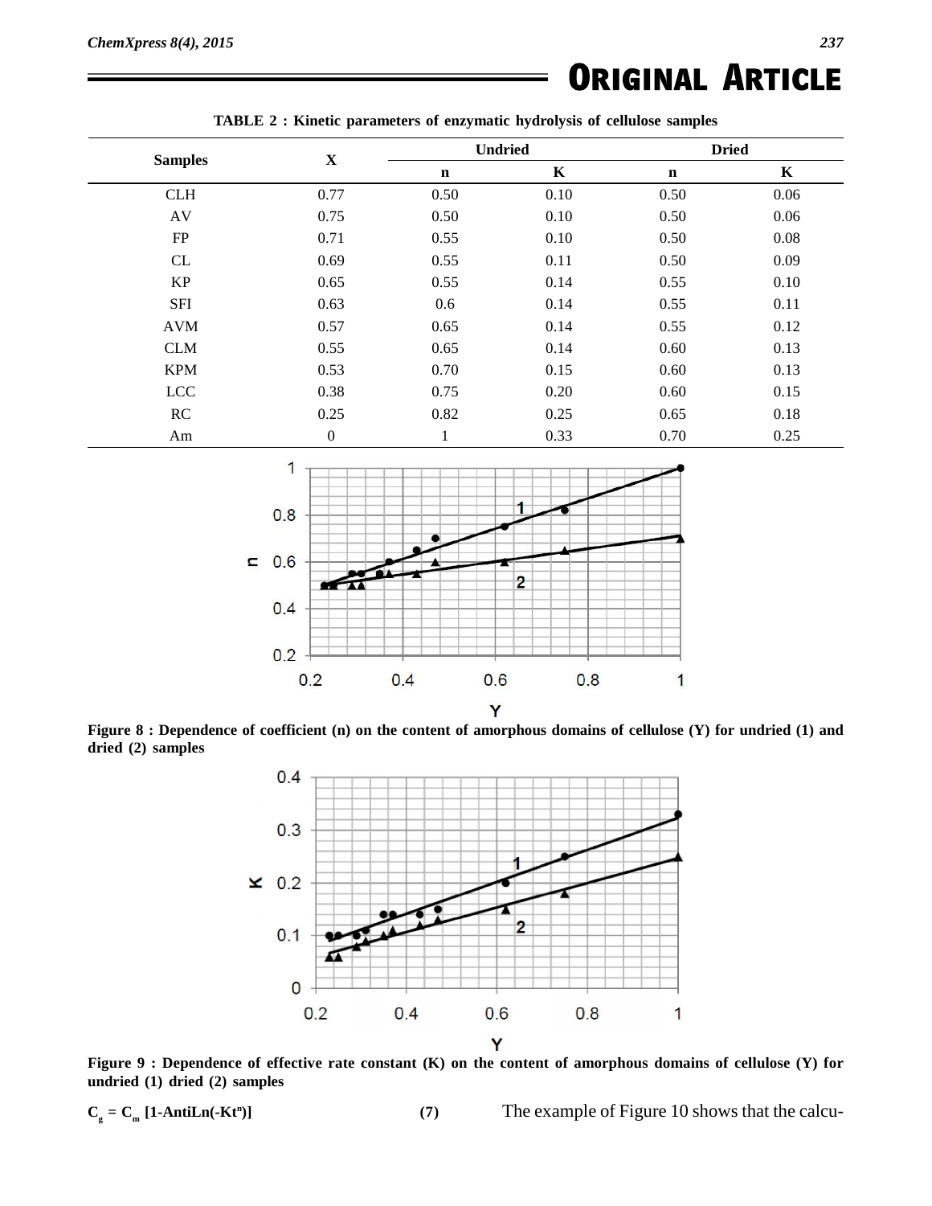**TABLE 2 : Kinetic parameters of enzymatic hydrolysis of cellulose samples**

| Samples | X | Undried | | Dried | |
|---|---|---|---|---|---|
| | | n | K | n | K |
| CLH | 0.77 | 0.50 | 0.10 | 0.50 | 0.06 |
| AV | 0.75 | 0.50 | 0.10 | 0.50 | 0.06 |
| FP | 0.71 | 0.55 | 0.10 | 0.50 | 0.08 |
| CL | 0.69 | 0.55 | 0.11 | 0.50 | 0.09 |
| KP | 0.65 | 0.55 | 0.14 | 0.55 | 0.10 |
| SFI | 0.63 | 0.6 | 0.14 | 0.55 | 0.11 |
| AVM | 0.57 | 0.65 | 0.14 | 0.55 | 0.12 |
| CLM | 0.55 | 0.65 | 0.14 | 0.60 | 0.13 |
| KPM | 0.53 | 0.70 | 0.15 | 0.60 | 0.13 |
| LCC | 0.38 | 0.75 | 0.20 | 0.60 | 0.15 |
| RC | 0.25 | 0.82 | 0.25 | 0.65 | 0.18 |
| Am | 0 | 1 | 0.33 | 0.70 | 0.25 |

**Figure 8 : Dependence of coefficient (n) on the content of amorphous domains of cellulose (Y) for undried (1) and dried (2) samples**

**Figure 9 : Dependence of effective rate constant (K) on the content of amorphous domains of cellulose (Y) for undried (1) dried (2) samples**

$$C_g = C_m\,[1\text{-AntiLn}(-Kt^n)] \qquad (7)$$

The example of Figure 10 shows that the calcu-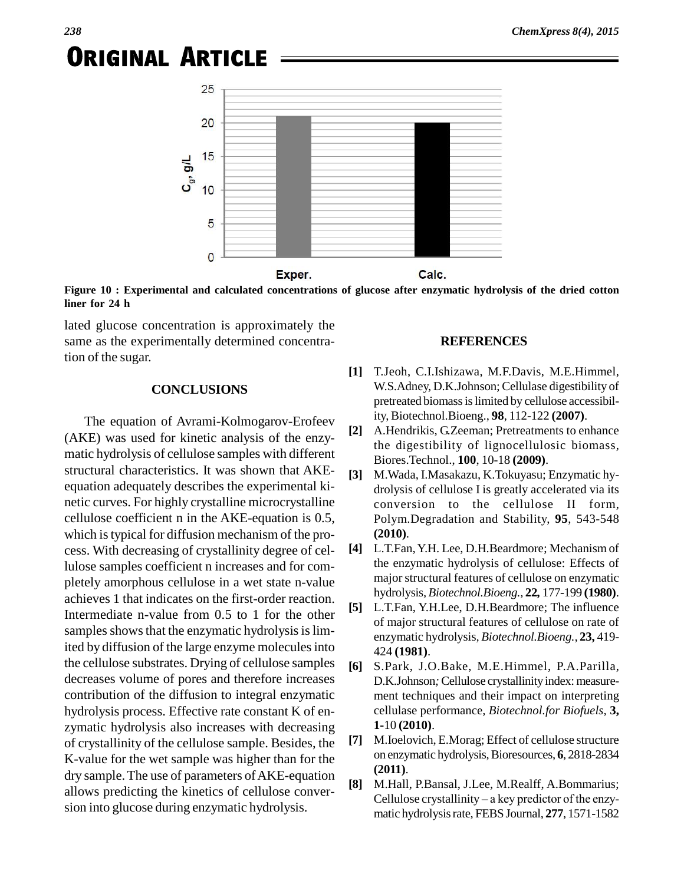Figure 10 : Experimental and calculated concentrations of glucose after enzymatic hydrolysis of the dried cotton liner for 24 h

lated glucose concentration is approximately the same as the experimentally determined concentration of the sugar.

## CONCLUSIONS

The equation of Avrami-Kolmogarov-Erofeev (AKE) was used for kinetic analysis of the enzymatic hydrolysis of cellulose samples with different structural characteristics. It was shown that AKE-equation adequately describes the experimental kinetic curves. For highly crystalline microcrystalline cellulose coefficient n in the AKE-equation is 0.5, which is typical for diffusion mechanism of the process. With decreasing of crystallinity degree of cellulose samples coefficient n increases and for completely amorphous cellulose in a wet state n-value achieves 1 that indicates on the first-order reaction. Intermediate n-value from 0.5 to 1 for the other samples shows that the enzymatic hydrolysis is limited by diffusion of the large enzyme molecules into the cellulose substrates. Drying of cellulose samples decreases volume of pores and therefore increases contribution of the diffusion to integral enzymatic hydrolysis process. Effective rate constant K of enzymatic hydrolysis also increases with decreasing of crystallinity of the cellulose sample. Besides, the K-value for the wet sample was higher than for the dry sample. The use of parameters of AKE-equation allows predicting the kinetics of cellulose conversion into glucose during enzymatic hydrolysis.

## REFERENCES

**[1]** T.Jeoh, C.I.Ishizawa, M.F.Davis, M.E.Himmel, W.S.Adney, D.K.Johnson; Cellulase digestibility of pretreated biomass is limited by cellulose accessibility, Biotechnol.Bioeng., **98**, 112-122 **(2007)**.

**[2]** A.Hendrikis, G.Zeeman; Pretreatments to enhance the digestibility of lignocellulosic biomass, Biores.Technol., **100**, 10-18 **(2009)**.

**[3]** M.Wada, I.Masakazu, K.Tokuyasu; Enzymatic hydrolysis of cellulose I is greatly accelerated via its conversion to the cellulose II form, Polym.Degradation and Stability, **95**, 543-548 **(2010)**.

**[4]** L.T.Fan, Y.H. Lee, D.H.Beardmore; Mechanism of the enzymatic hydrolysis of cellulose: Effects of major structural features of cellulose on enzymatic hydrolysis, *Biotechnol.Bioeng.*, **22,** 177-199 **(1980)**.

**[5]** L.T.Fan, Y.H.Lee, D.H.Beardmore; The influence of major structural features of cellulose on rate of enzymatic hydrolysis, *Biotechnol.Bioeng.*, **23,** 419-424 **(1981)**.

**[6]** S.Park, J.O.Bake, M.E.Himmel, P.A.Parilla, D.K.Johnson*;* Cellulose crystallinity index: measurement techniques and their impact on interpreting cellulase performance, *Biotechnol.for Biofuels,* **3, 1**-10 **(2010)**.

**[7]** M.Ioelovich, E.Morag; Effect of cellulose structure on enzymatic hydrolysis, Bioresources, **6**, 2818-2834 **(2011)**.

**[8]** M.Hall, P.Bansal, J.Lee, M.Realff, A.Bommarius; Cellulose crystallinity – a key predictor of the enzymatic hydrolysis rate, FEBS Journal, **277**, 1571-1582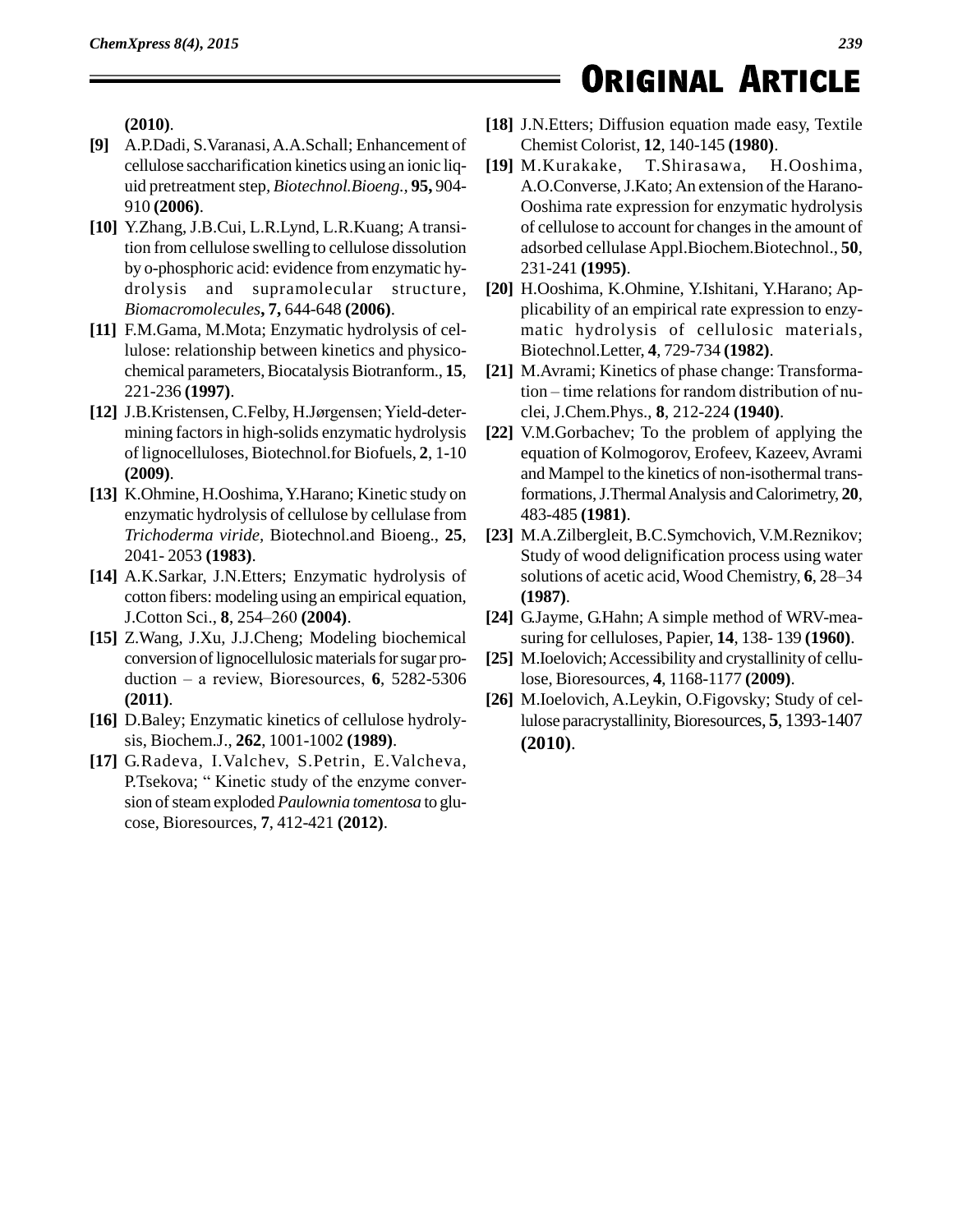(2010).

[9] A.P.Dadi, S.Varanasi, A.A.Schall; Enhancement of cellulose saccharification kinetics using an ionic liquid pretreatment step, *Biotechnol.Bioeng.*, **95,** 904-910 **(2006)**.

[10] Y.Zhang, J.B.Cui, L.R.Lynd, L.R.Kuang; A transition from cellulose swelling to cellulose dissolution by o-phosphoric acid: evidence from enzymatic hydrolysis and supramolecular structure, *Biomacromolecules*, **7,** 644-648 **(2006)**.

[11] F.M.Gama, M.Mota; Enzymatic hydrolysis of cellulose: relationship between kinetics and physicochemical parameters, Biocatalysis Biotranform., **15**, 221-236 **(1997)**.

[12] J.B.Kristensen, C.Felby, H.Jørgensen; Yield-determining factors in high-solids enzymatic hydrolysis of lignocelluloses, Biotechnol.for Biofuels, **2**, 1-10 **(2009)**.

[13] K.Ohmine, H.Ooshima, Y.Harano; Kinetic study on enzymatic hydrolysis of cellulose by cellulase from *Trichoderma viride*, Biotechnol.and Bioeng., **25**, 2041- 2053 **(1983)**.

[14] A.K.Sarkar, J.N.Etters; Enzymatic hydrolysis of cotton fibers: modeling using an empirical equation, J.Cotton Sci., **8**, 254–260 **(2004)**.

[15] Z.Wang, J.Xu, J.J.Cheng; Modeling biochemical conversion of lignocellulosic materials for sugar production – a review, Bioresources, **6**, 5282-5306 **(2011)**.

[16] D.Baley; Enzymatic kinetics of cellulose hydrolysis, Biochem.J., **262**, 1001-1002 **(1989)**.

[17] G.Radeva, I.Valchev, S.Petrin, E.Valcheva, P.Tsekova; " Kinetic study of the enzyme conversion of steam exploded *Paulownia tomentosa* to glucose, Bioresources, **7**, 412-421 **(2012)**.

[18] J.N.Etters; Diffusion equation made easy, Textile Chemist Colorist, **12**, 140-145 **(1980)**.

[19] M.Kurakake, T.Shirasawa, H.Ooshima, A.O.Converse, J.Kato; An extension of the Harano-Ooshima rate expression for enzymatic hydrolysis of cellulose to account for changes in the amount of adsorbed cellulase Appl.Biochem.Biotechnol., **50**, 231-241 **(1995)**.

[20] H.Ooshima, K.Ohmine, Y.Ishitani, Y.Harano; Applicability of an empirical rate expression to enzymatic hydrolysis of cellulosic materials, Biotechnol.Letter, **4**, 729-734 **(1982)**.

[21] M.Avrami; Kinetics of phase change: Transformation – time relations for random distribution of nuclei, J.Chem.Phys., **8**, 212-224 **(1940)**.

[22] V.M.Gorbachev; To the problem of applying the equation of Kolmogorov, Erofeev, Kazeev, Avrami and Mampel to the kinetics of non-isothermal transformations, J.Thermal Analysis and Calorimetry, **20**, 483-485 **(1981)**.

[23] M.A.Zilbergleit, B.C.Symchovich, V.M.Reznikov; Study of wood delignification process using water solutions of acetic acid, Wood Chemistry, **6**, 28–34 **(1987)**.

[24] G.Jayme, G.Hahn; A simple method of WRV-measuring for celluloses, Papier, **14**, 138- 139 **(1960)**.

[25] M.Ioelovich; Accessibility and crystallinity of cellulose, Bioresources, **4**, 1168-1177 **(2009)**.

[26] M.Ioelovich, A.Leykin, O.Figovsky; Study of cellulose paracrystallinity, Bioresources, **5**, 1393-1407 **(2010)**.